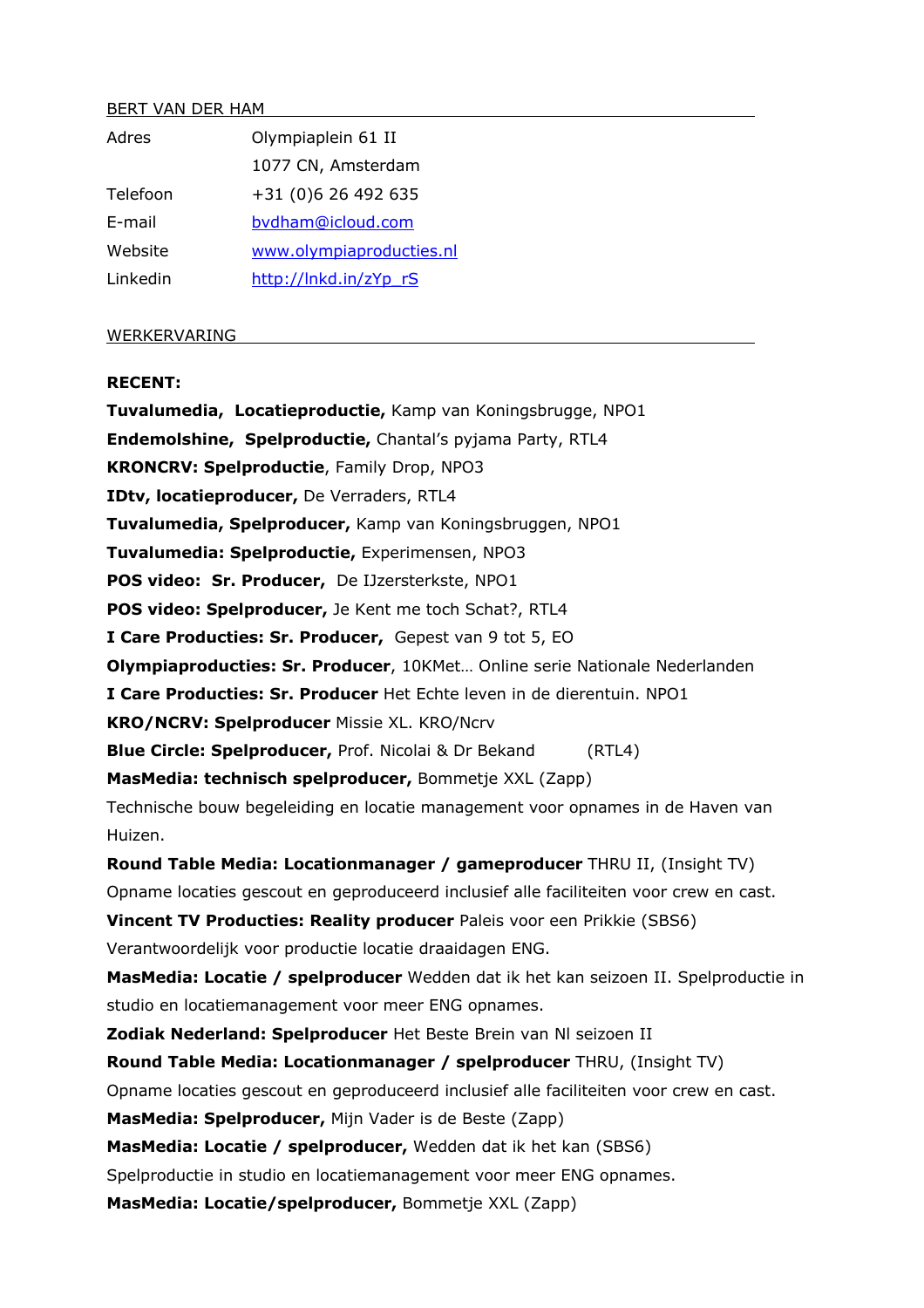## BERT VAN DER HAM

| | |
|---|---|
| Adres | Olympiaplein 61 II |
| | 1077 CN, Amsterdam |
| Telefoon | +31 (0)6 26 492 635 |
| E-mail | bvdham@icloud.com |
| Website | www.olympiaproducties.nl |
| Linkedin | http://lnkd.in/zYp_rS |

## WERKERVARING

**RECENT:**

**Tuvalumedia, Locatieproductie,** Kamp van Koningsbrugge, NPO1

**Endemolshine, Spelproductie,** Chantal's pyjama Party, RTL4

**KRONCRV: Spelproductie**, Family Drop, NPO3

**IDtv, locatieproducer,** De Verraders, RTL4

**Tuvalumedia, Spelproducer,** Kamp van Koningsbruggen, NPO1

**Tuvalumedia: Spelproductie,** Experimensen, NPO3

**POS video: Sr. Producer,** De IJzersterkste, NPO1

**POS video: Spelproducer,** Je Kent me toch Schat?, RTL4

**I Care Producties: Sr. Producer,** Gepest van 9 tot 5, EO

**Olympiaproducties: Sr. Producer**, 10KMet… Online serie Nationale Nederlanden

**I Care Producties: Sr. Producer** Het Echte leven in de dierentuin. NPO1

**KRO/NCRV: Spelproducer** Missie XL. KRO/Ncrv

**Blue Circle: Spelproducer,** Prof. Nicolai & Dr Bekand (RTL4)

**MasMedia: technisch spelproducer,** Bommetje XXL (Zapp)
Technische bouw begeleiding en locatie management voor opnames in de Haven van Huizen.

**Round Table Media: Locationmanager / gameproducer** THRU II, (Insight TV)
Opname locaties gescout en geproduceerd inclusief alle faciliteiten voor crew en cast.

**Vincent TV Producties: Reality producer** Paleis voor een Prikkie (SBS6)
Verantwoordelijk voor productie locatie draaidagen ENG.

**MasMedia: Locatie / spelproducer** Wedden dat ik het kan seizoen II. Spelproductie in studio en locatiemanagement voor meer ENG opnames.

**Zodiak Nederland: Spelproducer** Het Beste Brein van Nl seizoen II

**Round Table Media: Locationmanager / spelproducer** THRU, (Insight TV)
Opname locaties gescout en geproduceerd inclusief alle faciliteiten voor crew en cast.

**MasMedia: Spelproducer,** Mijn Vader is de Beste (Zapp)

**MasMedia: Locatie / spelproducer,** Wedden dat ik het kan (SBS6)
Spelproductie in studio en locatiemanagement voor meer ENG opnames.

**MasMedia: Locatie/spelproducer,** Bommetje XXL (Zapp)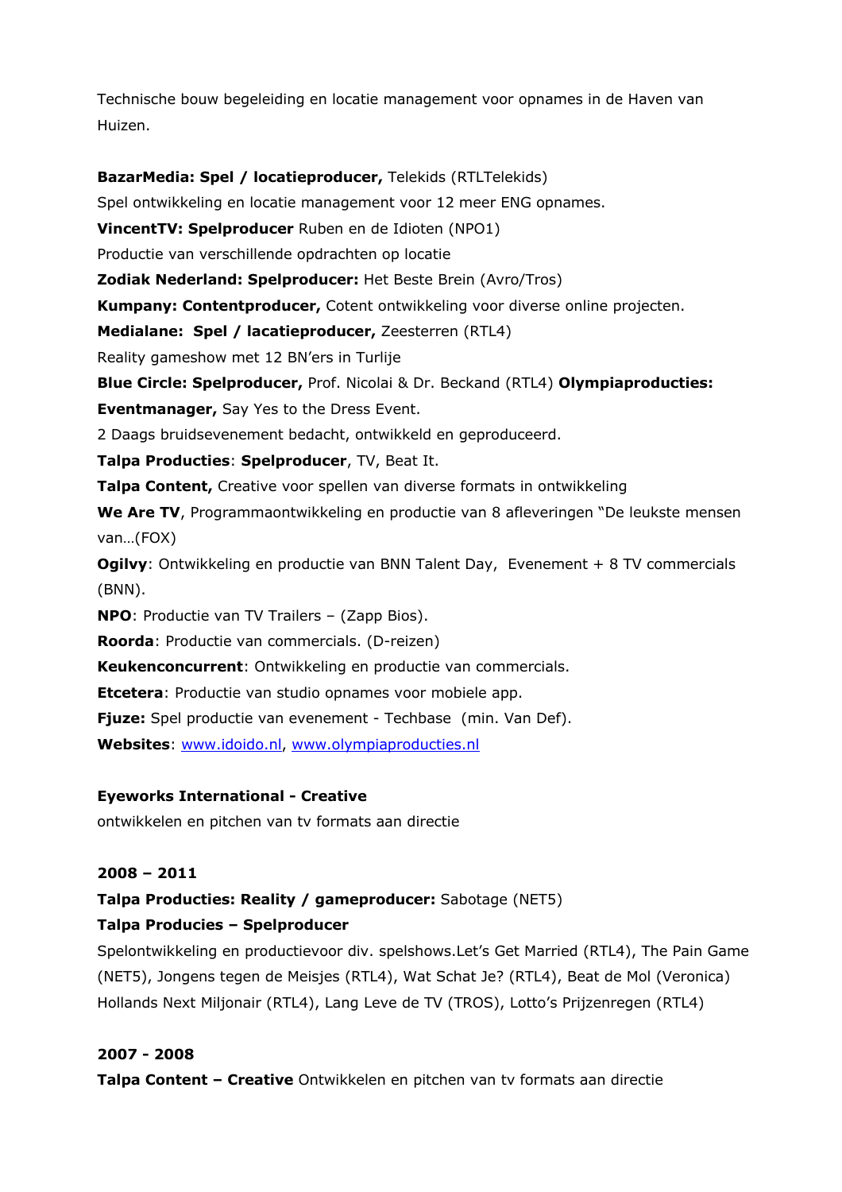Technische bouw begeleiding en locatie management voor opnames in de Haven van Huizen.

**BazarMedia: Spel / locatieproducer,** Telekids (RTLTelekids)
Spel ontwikkeling en locatie management voor 12 meer ENG opnames.
**VincentTV: Spelproducer** Ruben en de Idioten (NPO1)
Productie van verschillende opdrachten op locatie
**Zodiak Nederland: Spelproducer:** Het Beste Brein (Avro/Tros)
**Kumpany: Contentproducer,** Cotent ontwikkeling voor diverse online projecten.
**Medialane: Spel / lacatieproducer,** Zeesterren (RTL4)
Reality gameshow met 12 BN'ers in Turlije
**Blue Circle: Spelproducer,** Prof. Nicolai & Dr. Beckand (RTL4) **Olympiaproducties: Eventmanager,** Say Yes to the Dress Event.
2 Daags bruidsevenement bedacht, ontwikkeld en geproduceerd.
**Talpa Producties**: **Spelproducer**, TV, Beat It.
**Talpa Content,** Creative voor spellen van diverse formats in ontwikkeling
**We Are TV**, Programmaontwikkeling en productie van 8 afleveringen "De leukste mensen van…(FOX)
**Ogilvy**: Ontwikkeling en productie van BNN Talent Day, Evenement + 8 TV commercials (BNN).
**NPO**: Productie van TV Trailers – (Zapp Bios).
**Roorda**: Productie van commercials. (D-reizen)
**Keukenconcurrent**: Ontwikkeling en productie van commercials.
**Etcetera**: Productie van studio opnames voor mobiele app.
**Fjuze:** Spel productie van evenement - Techbase (min. Van Def).
**Websites**: www.idoido.nl, www.olympiaproducties.nl

**Eyeworks International - Creative**
ontwikkelen en pitchen van tv formats aan directie

**2008 – 2011**
**Talpa Producties: Reality / gameproducer:** Sabotage (NET5)
**Talpa Producies – Spelproducer**
Spelontwikkeling en productievoor div. spelshows.Let's Get Married (RTL4), The Pain Game (NET5), Jongens tegen de Meisjes (RTL4), Wat Schat Je? (RTL4), Beat de Mol (Veronica) Hollands Next Miljonair (RTL4), Lang Leve de TV (TROS), Lotto's Prijzenregen (RTL4)

**2007 - 2008**
**Talpa Content – Creative** Ontwikkelen en pitchen van tv formats aan directie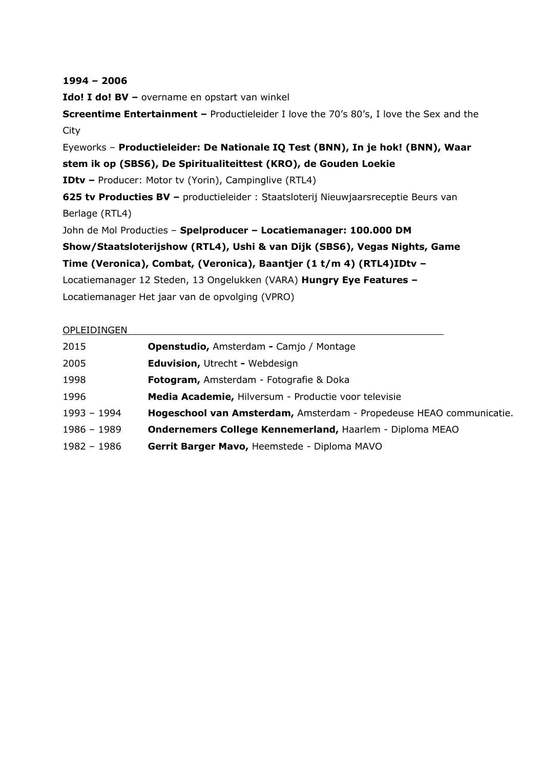**1994 – 2006**

**Ido! I do! BV –** overname en opstart van winkel

**Screentime Entertainment –** Productieleider I love the 70's 80's, I love the Sex and the City

Eyeworks – **Productieleider: De Nationale IQ Test (BNN), In je hok! (BNN), Waar stem ik op (SBS6), De Spiritualiteittest (KRO), de Gouden Loekie**

**IDtv –** Producer: Motor tv (Yorin), Campinglive (RTL4)

**625 tv Producties BV –** productieleider : Staatsloterij Nieuwjaarsreceptie Beurs van Berlage (RTL4)

John de Mol Producties – **Spelproducer – Locatiemanager: 100.000 DM Show/Staatsloterijshow (RTL4), Ushi & van Dijk (SBS6), Vegas Nights, Game Time (Veronica), Combat, (Veronica), Baantjer (1 t/m 4) (RTL4)IDtv –** Locatiemanager 12 Steden, 13 Ongelukken (VARA) **Hungry Eye Features –** Locatiemanager Het jaar van de opvolging (VPRO)

## OPLEIDINGEN

| | |
|---|---|
| 2015 | **Openstudio,** Amsterdam **-** Camjo / Montage |
| 2005 | **Eduvision,** Utrecht **-** Webdesign |
| 1998 | **Fotogram,** Amsterdam - Fotografie & Doka |
| 1996 | **Media Academie,** Hilversum - Productie voor televisie |
| 1993 – 1994 | **Hogeschool van Amsterdam,** Amsterdam - Propedeuse HEAO communicatie. |
| 1986 – 1989 | **Ondernemers College Kennemerland,** Haarlem - Diploma MEAO |
| 1982 – 1986 | **Gerrit Barger Mavo,** Heemstede - Diploma MAVO |